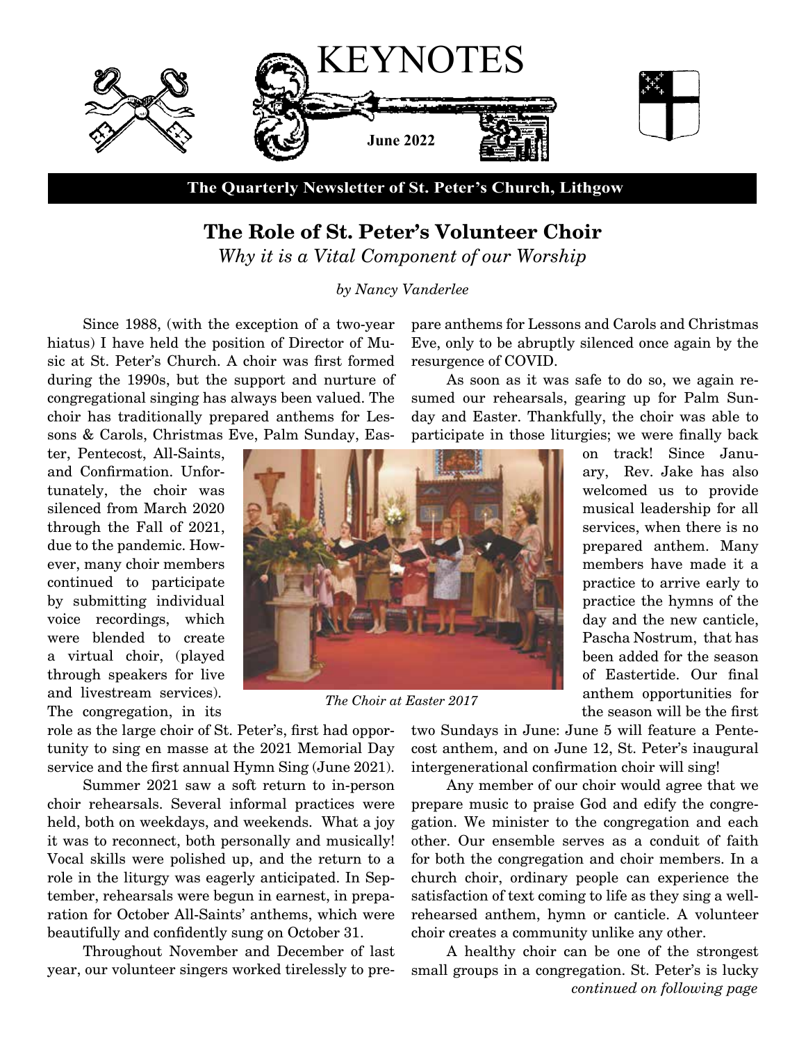# KEYNOTES

**June 2022**

**The Quarterly Newsletter of St. Peter's Church, Lithgow**

## The Role of St. Peter's Volunteer Choir

*Why it is a Vital Component of our Worship*

*by Nancy Vanderlee*

Since 1988, (with the exception of a two-year hiatus) I have held the position of Director of Music at St. Peter's Church. A choir was first formed during the 1990s, but the support and nurture of congregational singing has always been valued. The choir has traditionally prepared anthems for Lessons & Carols, Christmas Eve, Palm Sunday, Easter, Pentecost, All-Saints, and Confirmation. Unfortunately, the choir was silenced from March 2020 through the Fall of 2021, due to the pandemic. However, many choir members continued to participate by submitting individual voice recordings, which were blended to create a virtual choir, (played through speakers for live and livestream services). The congregation, in its role as the large choir of St. Peter's, first had opportunity to sing en masse at the 2021 Memorial Day service and the first annual Hymn Sing (June 2021).

*The Choir at Easter 2017*

Summer 2021 saw a soft return to in-person choir rehearsals. Several informal practices were held, both on weekdays, and weekends. What a joy it was to reconnect, both personally and musically! Vocal skills were polished up, and the return to a role in the liturgy was eagerly anticipated. In September, rehearsals were begun in earnest, in preparation for October All-Saints' anthems, which were beautifully and confidently sung on October 31.

Throughout November and December of last year, our volunteer singers worked tirelessly to prepare anthems for Lessons and Carols and Christmas Eve, only to be abruptly silenced once again by the resurgence of COVID.

As soon as it was safe to do so, we again resumed our rehearsals, gearing up for Palm Sunday and Easter. Thankfully, the choir was able to participate in those liturgies; we were finally back on track! Since January, Rev. Jake has also welcomed us to provide musical leadership for all services, when there is no prepared anthem. Many members have made it a practice to arrive early to practice the hymns of the day and the new canticle, Pascha Nostrum, that has been added for the season of Eastertide. Our final anthem opportunities for the season will be the first two Sundays in June: June 5 will feature a Pentecost anthem, and on June 12, St. Peter's inaugural intergenerational confirmation choir will sing!

Any member of our choir would agree that we prepare music to praise God and edify the congregation. We minister to the congregation and each other. Our ensemble serves as a conduit of faith for both the congregation and choir members. In a church choir, ordinary people can experience the satisfaction of text coming to life as they sing a well-rehearsed anthem, hymn or canticle. A volunteer choir creates a community unlike any other.

A healthy choir can be one of the strongest small groups in a congregation. St. Peter's is lucky

*continued on following page*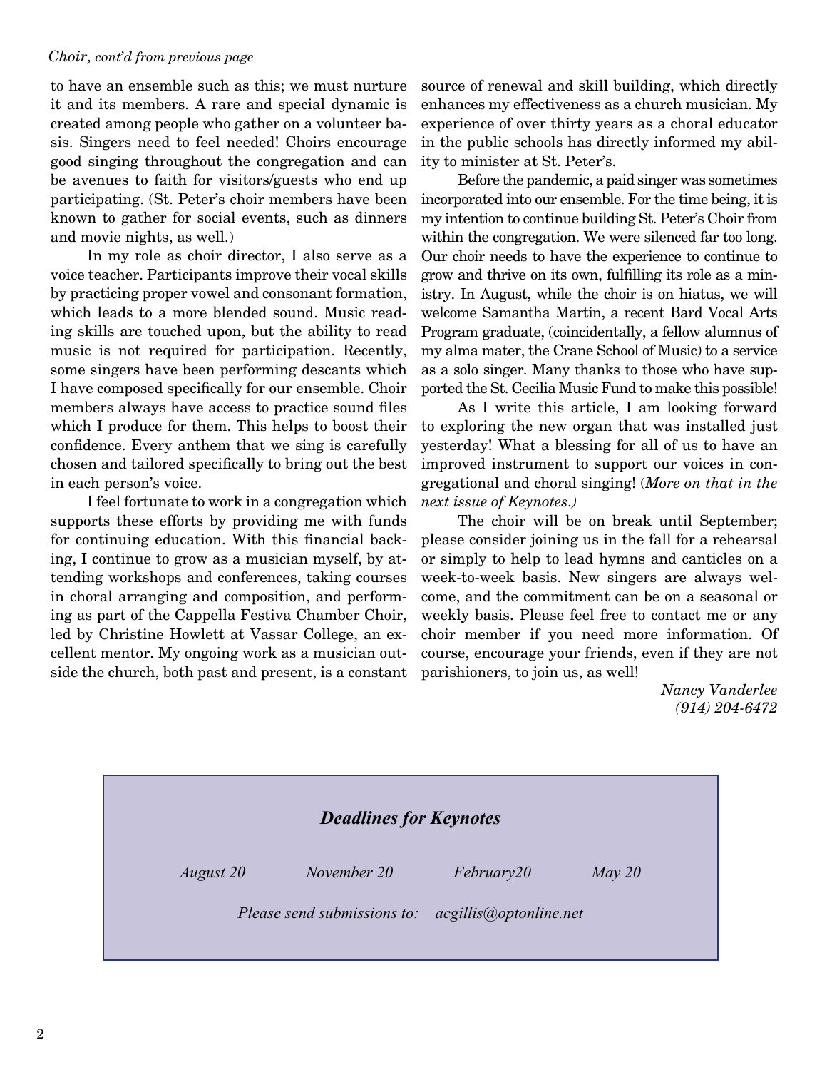*Choir, cont'd from previous page*

to have an ensemble such as this; we must nurture it and its members. A rare and special dynamic is created among people who gather on a volunteer basis. Singers need to feel needed! Choirs encourage good singing throughout the congregation and can be avenues to faith for visitors/guests who end up participating. (St. Peter's choir members have been known to gather for social events, such as dinners and movie nights, as well.)

In my role as choir director, I also serve as a voice teacher. Participants improve their vocal skills by practicing proper vowel and consonant formation, which leads to a more blended sound. Music reading skills are touched upon, but the ability to read music is not required for participation. Recently, some singers have been performing descants which I have composed specifically for our ensemble. Choir members always have access to practice sound files which I produce for them. This helps to boost their confidence. Every anthem that we sing is carefully chosen and tailored specifically to bring out the best in each person's voice.

I feel fortunate to work in a congregation which supports these efforts by providing me with funds for continuing education. With this financial backing, I continue to grow as a musician myself, by attending workshops and conferences, taking courses in choral arranging and composition, and performing as part of the Cappella Festiva Chamber Choir, led by Christine Howlett at Vassar College, an excellent mentor. My ongoing work as a musician outside the church, both past and present, is a constant source of renewal and skill building, which directly enhances my effectiveness as a church musician. My experience of over thirty years as a choral educator in the public schools has directly informed my ability to minister at St. Peter's.

Before the pandemic, a paid singer was sometimes incorporated into our ensemble. For the time being, it is my intention to continue building St. Peter's Choir from within the congregation. We were silenced far too long. Our choir needs to have the experience to continue to grow and thrive on its own, fulfilling its role as a ministry. In August, while the choir is on hiatus, we will welcome Samantha Martin, a recent Bard Vocal Arts Program graduate, (coincidentally, a fellow alumnus of my alma mater, the Crane School of Music) to a service as a solo singer. Many thanks to those who have supported the St. Cecilia Music Fund to make this possible!

As I write this article, I am looking forward to exploring the new organ that was installed just yesterday! What a blessing for all of us to have an improved instrument to support our voices in congregational and choral singing! (*More on that in the next issue of Keynotes.)*

The choir will be on break until September; please consider joining us in the fall for a rehearsal or simply to help to lead hymns and canticles on a week-to-week basis. New singers are always welcome, and the commitment can be on a seasonal or weekly basis. Please feel free to contact me or any choir member if you need more information. Of course, encourage your friends, even if they are not parishioners, to join us, as well!

*Nancy Vanderlee*
*(914) 204-6472*

---

***Deadlines for Keynotes***

*August 20* *November 20* *February20* *May 20*

*Please send submissions to: acgillis@optonline.net*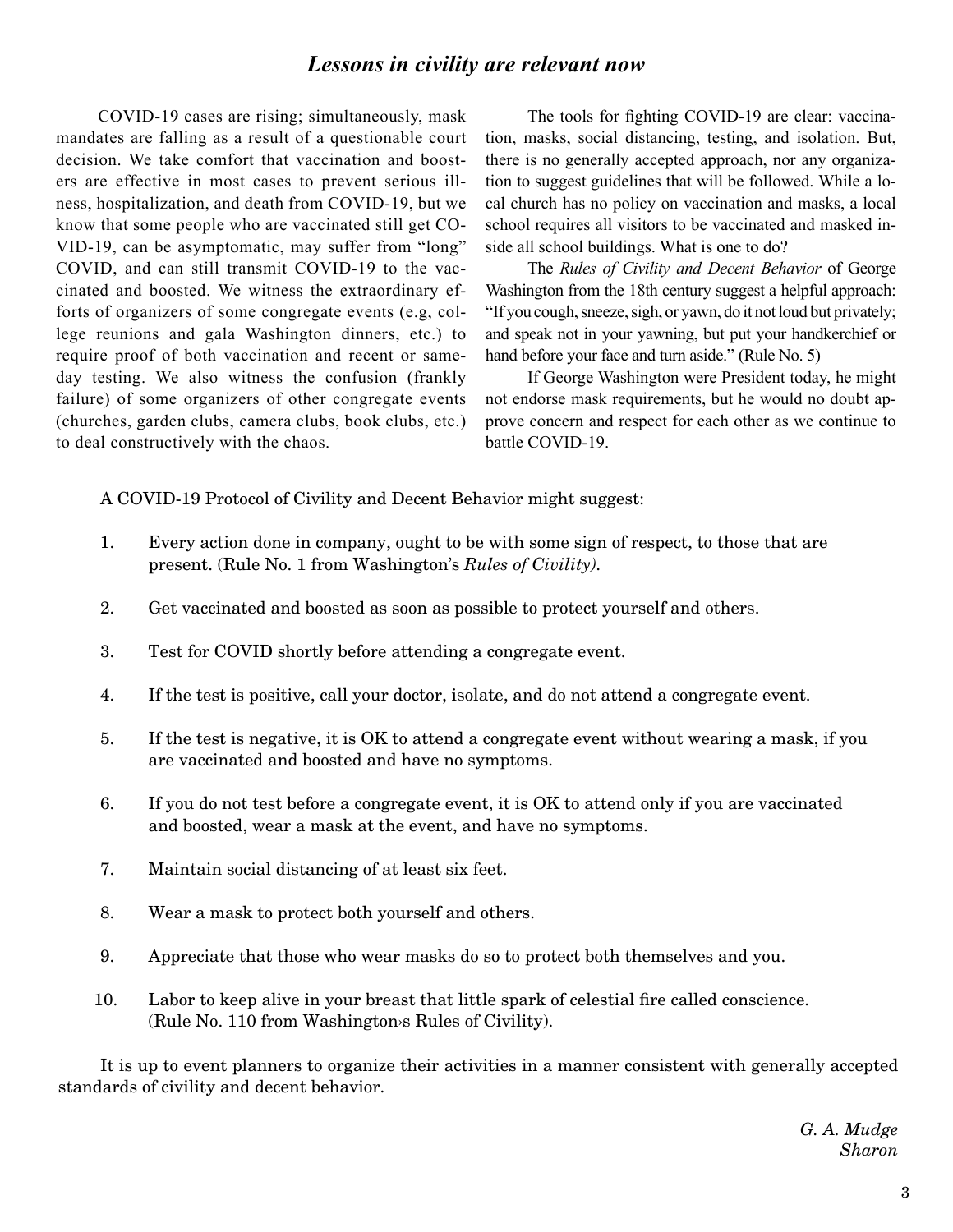## *Lessons in civility are relevant now*

COVID-19 cases are rising; simultaneously, mask mandates are falling as a result of a questionable court decision. We take comfort that vaccination and boosters are effective in most cases to prevent serious illness, hospitalization, and death from COVID-19, but we know that some people who are vaccinated still get COVID-19, can be asymptomatic, may suffer from "long" COVID, and can still transmit COVID-19 to the vaccinated and boosted. We witness the extraordinary efforts of organizers of some congregate events (e.g, college reunions and gala Washington dinners, etc.) to require proof of both vaccination and recent or same-day testing. We also witness the confusion (frankly failure) of some organizers of other congregate events (churches, garden clubs, camera clubs, book clubs, etc.) to deal constructively with the chaos.

The tools for fighting COVID-19 are clear: vaccination, masks, social distancing, testing, and isolation. But, there is no generally accepted approach, nor any organization to suggest guidelines that will be followed. While a local church has no policy on vaccination and masks, a local school requires all visitors to be vaccinated and masked inside all school buildings. What is one to do?

The *Rules of Civility and Decent Behavior* of George Washington from the 18th century suggest a helpful approach: "If you cough, sneeze, sigh, or yawn, do it not loud but privately; and speak not in your yawning, but put your handkerchief or hand before your face and turn aside." (Rule No. 5)

If George Washington were President today, he might not endorse mask requirements, but he would no doubt approve concern and respect for each other as we continue to battle COVID-19.

A COVID-19 Protocol of Civility and Decent Behavior might suggest:

1. Every action done in company, ought to be with some sign of respect, to those that are present. (Rule No. 1 from Washington's *Rules of Civility).*
2. Get vaccinated and boosted as soon as possible to protect yourself and others.
3. Test for COVID shortly before attending a congregate event.
4. If the test is positive, call your doctor, isolate, and do not attend a congregate event.
5. If the test is negative, it is OK to attend a congregate event without wearing a mask, if you are vaccinated and boosted and have no symptoms.
6. If you do not test before a congregate event, it is OK to attend only if you are vaccinated and boosted, wear a mask at the event, and have no symptoms.
7. Maintain social distancing of at least six feet.
8. Wear a mask to protect both yourself and others.
9. Appreciate that those who wear masks do so to protect both themselves and you.
10. Labor to keep alive in your breast that little spark of celestial fire called conscience. (Rule No. 110 from Washington›s Rules of Civility).

It is up to event planners to organize their activities in a manner consistent with generally accepted standards of civility and decent behavior.

*G. A. Mudge*
*Sharon*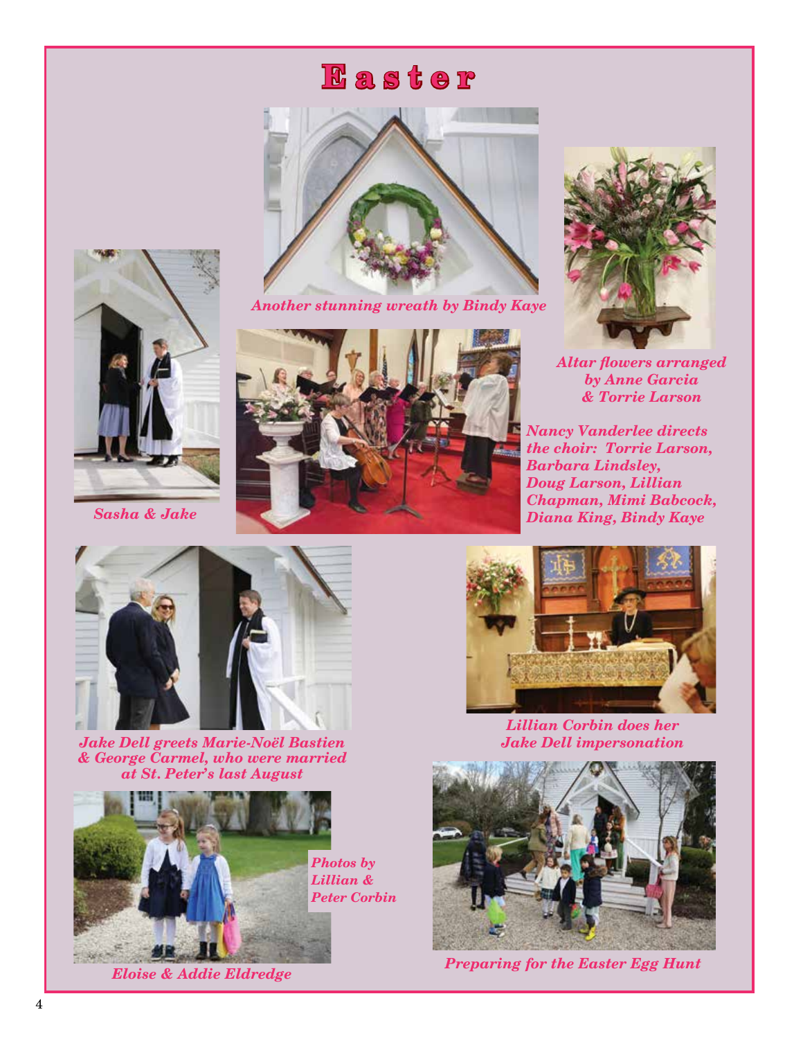# Easter

*Another stunning wreath by Bindy Kaye*

*Sasha & Jake*

*Altar flowers arranged by Anne Garcia & Torrie Larson*

*Nancy Vanderlee directs the choir: Torrie Larson, Barbara Lindsley, Doug Larson, Lillian Chapman, Mimi Babcock, Diana King, Bindy Kaye*

*Jake Dell greets Marie-Noël Bastien & George Carmel, who were married at St. Peter's last August*

*Lillian Corbin does her Jake Dell impersonation*

*Photos by Lillian & Peter Corbin*

*Eloise & Addie Eldredge*

*Preparing for the Easter Egg Hunt*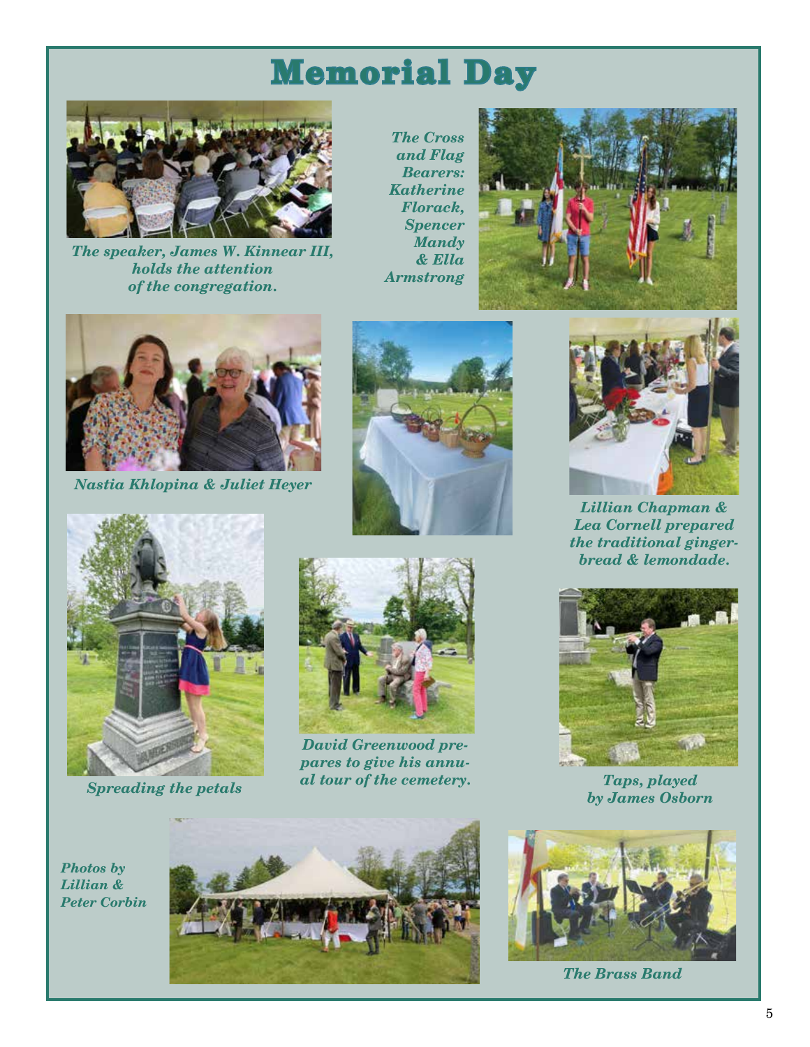# Memorial Day

*The speaker, James W. Kinnear III, holds the attention of the congregation.*

*The Cross and Flag Bearers: Katherine Florack, Spencer Mandy & Ella Armstrong*

*Nastia Khlopina & Juliet Heyer*

*Lillian Chapman & Lea Cornell prepared the traditional ginger-bread & lemondade.*

*Spreading the petals*

*David Greenwood prepares to give his annual tour of the cemetery.*

*Taps, played by James Osborn*

*Photos by Lillian & Peter Corbin*

*The Brass Band*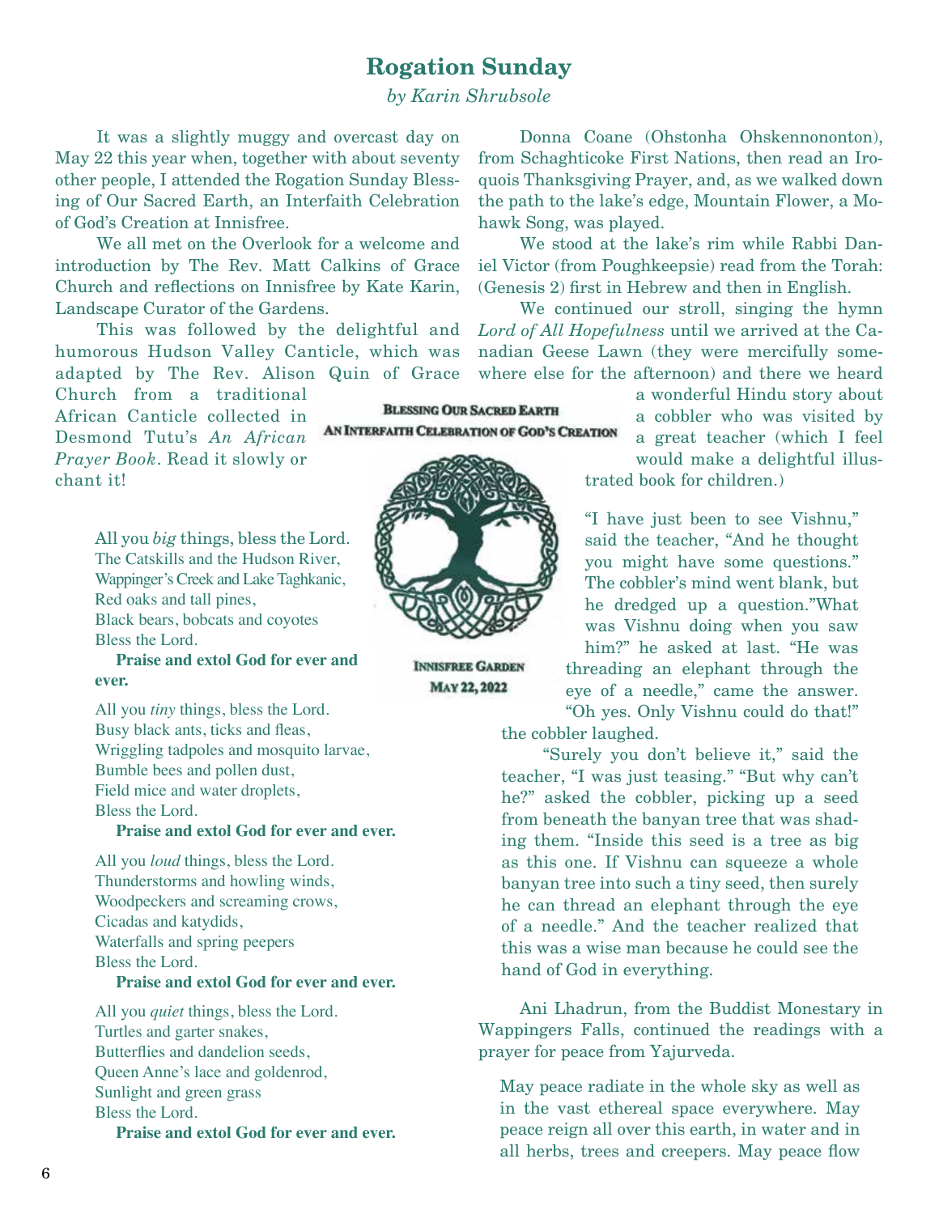# Rogation Sunday

*by Karin Shrubsole*

It was a slightly muggy and overcast day on May 22 this year when, together with about seventy other people, I attended the Rogation Sunday Blessing of Our Sacred Earth, an Interfaith Celebration of God's Creation at Innisfree.

We all met on the Overlook for a welcome and introduction by The Rev. Matt Calkins of Grace Church and reflections on Innisfree by Kate Karin, Landscape Curator of the Gardens.

This was followed by the delightful and humorous Hudson Valley Canticle, which was adapted by The Rev. Alison Quin of Grace Church from a traditional African Canticle collected in Desmond Tutu's *An African Prayer Book*. Read it slowly or chant it!

> All you *big* things, bless the Lord.
> The Catskills and the Hudson River,
> Wappinger's Creek and Lake Taghkanic,
> Red oaks and tall pines,
> Black bears, bobcats and coyotes
> Bless the Lord.
> **Praise and extol God for ever and ever.**
>
> All you *tiny* things, bless the Lord.
> Busy black ants, ticks and fleas,
> Wriggling tadpoles and mosquito larvae,
> Bumble bees and pollen dust,
> Field mice and water droplets,
> Bless the Lord.
> **Praise and extol God for ever and ever.**
>
> All you *loud* things, bless the Lord.
> Thunderstorms and howling winds,
> Woodpeckers and screaming crows,
> Cicadas and katydids,
> Waterfalls and spring peepers
> Bless the Lord.
> **Praise and extol God for ever and ever.**
>
> All you *quiet* things, bless the Lord.
> Turtles and garter snakes,
> Butterflies and dandelion seeds,
> Queen Anne's lace and goldenrod,
> Sunlight and green grass
> Bless the Lord.
> **Praise and extol God for ever and ever.**

BLESSING OUR SACRED EARTH
AN INTERFAITH CELEBRATION OF GOD'S CREATION

INNISFREE GARDEN
MAY 22, 2022

Donna Coane (Ohstonha Ohskennononton), from Schaghticoke First Nations, then read an Iroquois Thanksgiving Prayer, and, as we walked down the path to the lake's edge, Mountain Flower, a Mohawk Song, was played.

We stood at the lake's rim while Rabbi Daniel Victor (from Poughkeepsie) read from the Torah: (Genesis 2) first in Hebrew and then in English.

We continued our stroll, singing the hymn *Lord of All Hopefulness* until we arrived at the Canadian Geese Lawn (they were mercifully somewhere else for the afternoon) and there we heard a wonderful Hindu story about a cobbler who was visited by a great teacher (which I feel would make a delightful illustrated book for children.)

> "I have just been to see Vishnu," said the teacher, "And he thought you might have some questions." The cobbler's mind went blank, but he dredged up a question."What was Vishnu doing when you saw him?" he asked at last. "He was threading an elephant through the eye of a needle," came the answer. "Oh yes. Only Vishnu could do that!" the cobbler laughed.
>
> "Surely you don't believe it," said the teacher, "I was just teasing." "But why can't he?" asked the cobbler, picking up a seed from beneath the banyan tree that was shading them. "Inside this seed is a tree as big as this one. If Vishnu can squeeze a whole banyan tree into such a tiny seed, then surely he can thread an elephant through the eye of a needle." And the teacher realized that this was a wise man because he could see the hand of God in everything.

Ani Lhadrun, from the Buddist Monestary in Wappingers Falls, continued the readings with a prayer for peace from Yajurveda.

> May peace radiate in the whole sky as well as in the vast ethereal space everywhere. May peace reign all over this earth, in water and in all herbs, trees and creepers. May peace flow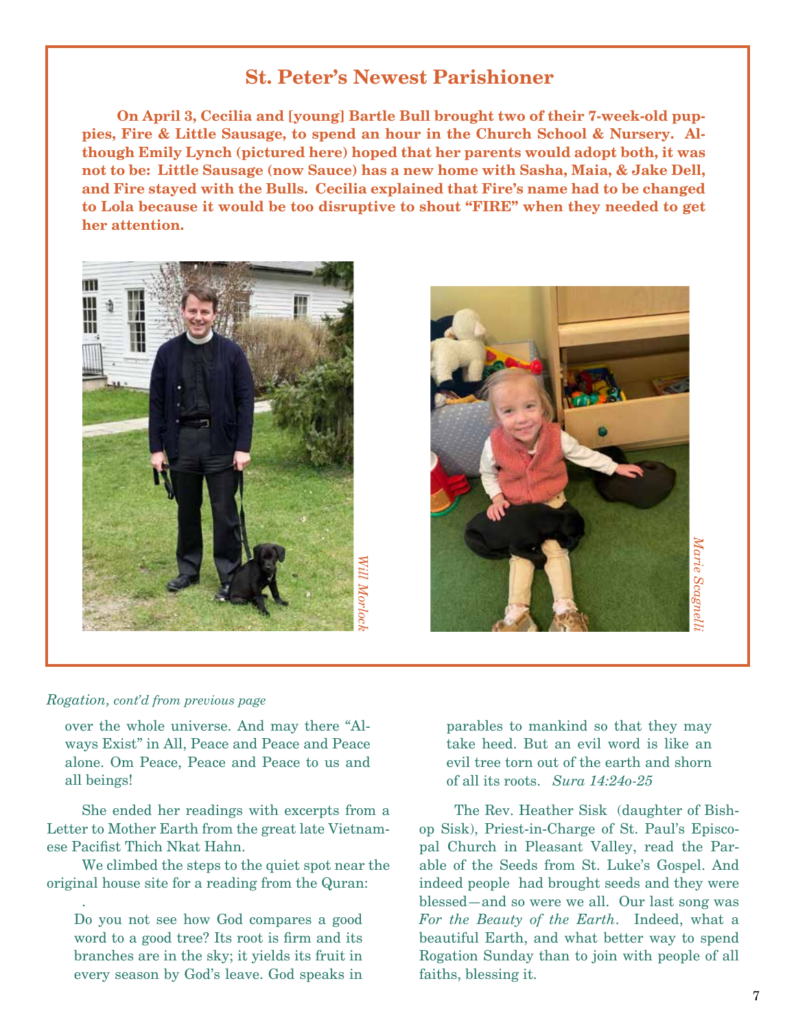## St. Peter's Newest Parishioner

**On April 3, Cecilia and [young] Bartle Bull brought two of their 7-week-old puppies, Fire & Little Sausage, to spend an hour in the Church School & Nursery. Although Emily Lynch (pictured here) hoped that her parents would adopt both, it was not to be: Little Sausage (now Sauce) has a new home with Sasha, Maia, & Jake Dell, and Fire stayed with the Bulls. Cecilia explained that Fire's name had to be changed to Lola because it would be too disruptive to shout "FIRE" when they needed to get her attention.**

*Will Morlock*

*Marie Scagnelli*

*Rogation, cont'd from previous page*

> over the whole universe. And may there "Always Exist" in All, Peace and Peace and Peace alone. Om Peace, Peace and Peace to us and all beings!

She ended her readings with excerpts from a Letter to Mother Earth from the great late Vietnamese Pacifist Thich Nkat Hahn.

We climbed the steps to the quiet spot near the original house site for a reading from the Quran:

> Do you not see how God compares a good word to a good tree? Its root is firm and its branches are in the sky; it yields its fruit in every season by God's leave. God speaks in parables to mankind so that they may take heed. But an evil word is like an evil tree torn out of the earth and shorn of all its roots. *Sura 14:24o-25*

The Rev. Heather Sisk (daughter of Bishop Sisk), Priest-in-Charge of St. Paul's Episcopal Church in Pleasant Valley, read the Parable of the Seeds from St. Luke's Gospel. And indeed people had brought seeds and they were blessed—and so were we all. Our last song was *For the Beauty of the Earth*. Indeed, what a beautiful Earth, and what better way to spend Rogation Sunday than to join with people of all faiths, blessing it.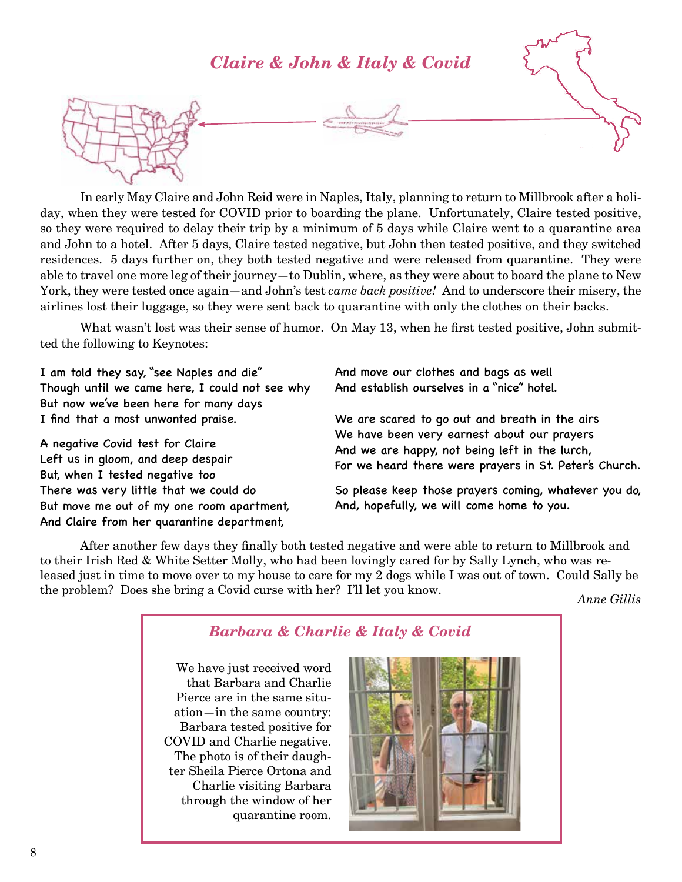## *Claire & John & Italy & Covid*

In early May Claire and John Reid were in Naples, Italy, planning to return to Millbrook after a holiday, when they were tested for COVID prior to boarding the plane. Unfortunately, Claire tested positive, so they were required to delay their trip by a minimum of 5 days while Claire went to a quarantine area and John to a hotel. After 5 days, Claire tested negative, but John then tested positive, and they switched residences. 5 days further on, they both tested negative and were released from quarantine. They were able to travel one more leg of their journey—to Dublin, where, as they were about to board the plane to New York, they were tested once again—and John's test *came back positive!* And to underscore their misery, the airlines lost their luggage, so they were sent back to quarantine with only the clothes on their backs.

What wasn't lost was their sense of humor. On May 13, when he first tested positive, John submitted the following to Keynotes:

I am told they say, "see Naples and die"
Though until we came here, I could not see why
But now we've been here for many days
I find that a most unwonted praise.

A negative Covid test for Claire
Left us in gloom, and deep despair
But, when I tested negative too
There was very little that we could do
But move me out of my one room apartment,
And Claire from her quarantine department,
And move our clothes and bags as well
And establish ourselves in a "nice" hotel.

We are scared to go out and breath in the airs
We have been very earnest about our prayers
And we are happy, not being left in the lurch,
For we heard there were prayers in St. Peter's Church.

So please keep those prayers coming, whatever you do,
And, hopefully, we will come home to you.

After another few days they finally both tested negative and were able to return to Millbrook and to their Irish Red & White Setter Molly, who had been lovingly cared for by Sally Lynch, who was released just in time to move over to my house to care for my 2 dogs while I was out of town. Could Sally be the problem? Does she bring a Covid curse with her? I'll let you know.

*Anne Gillis*

## *Barbara & Charlie & Italy & Covid*

We have just received word that Barbara and Charlie Pierce are in the same situation—in the same country: Barbara tested positive for COVID and Charlie negative. The photo is of their daughter Sheila Pierce Ortona and Charlie visiting Barbara through the window of her quarantine room.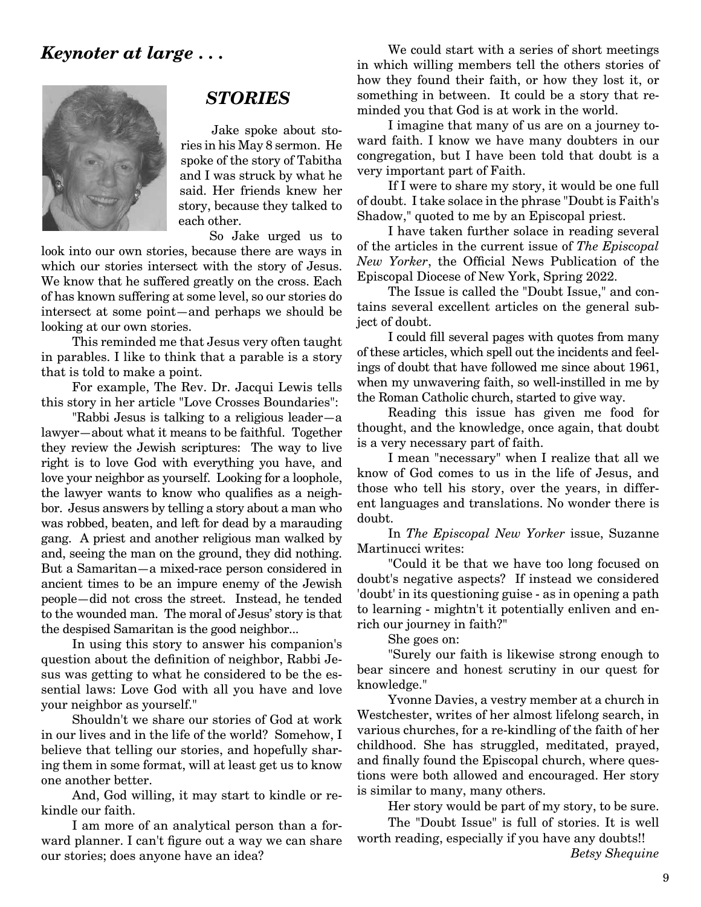## *Keynoter at large . . .*

### *STORIES*

Jake spoke about stories in his May 8 sermon. He spoke of the story of Tabitha and I was struck by what he said. Her friends knew her story, because they talked to each other.

So Jake urged us to look into our own stories, because there are ways in which our stories intersect with the story of Jesus. We know that he suffered greatly on the cross. Each of has known suffering at some level, so our stories do intersect at some point—and perhaps we should be looking at our own stories.

This reminded me that Jesus very often taught in parables. I like to think that a parable is a story that is told to make a point.

For example, The Rev. Dr. Jacqui Lewis tells this story in her article "Love Crosses Boundaries":

"Rabbi Jesus is talking to a religious leader—a lawyer—about what it means to be faithful. Together they review the Jewish scriptures: The way to live right is to love God with everything you have, and love your neighbor as yourself. Looking for a loophole, the lawyer wants to know who qualifies as a neighbor. Jesus answers by telling a story about a man who was robbed, beaten, and left for dead by a marauding gang. A priest and another religious man walked by and, seeing the man on the ground, they did nothing. But a Samaritan—a mixed-race person considered in ancient times to be an impure enemy of the Jewish people—did not cross the street. Instead, he tended to the wounded man. The moral of Jesus' story is that the despised Samaritan is the good neighbor...

In using this story to answer his companion's question about the definition of neighbor, Rabbi Jesus was getting to what he considered to be the essential laws: Love God with all you have and love your neighbor as yourself."

Shouldn't we share our stories of God at work in our lives and in the life of the world? Somehow, I believe that telling our stories, and hopefully sharing them in some format, will at least get us to know one another better.

And, God willing, it may start to kindle or rekindle our faith.

I am more of an analytical person than a forward planner. I can't figure out a way we can share our stories; does anyone have an idea?

We could start with a series of short meetings in which willing members tell the others stories of how they found their faith, or how they lost it, or something in between. It could be a story that reminded you that God is at work in the world.

I imagine that many of us are on a journey toward faith. I know we have many doubters in our congregation, but I have been told that doubt is a very important part of Faith.

If I were to share my story, it would be one full of doubt. I take solace in the phrase "Doubt is Faith's Shadow," quoted to me by an Episcopal priest.

I have taken further solace in reading several of the articles in the current issue of *The Episcopal New Yorker*, the Official News Publication of the Episcopal Diocese of New York, Spring 2022.

The Issue is called the "Doubt Issue," and contains several excellent articles on the general subject of doubt.

I could fill several pages with quotes from many of these articles, which spell out the incidents and feelings of doubt that have followed me since about 1961, when my unwavering faith, so well-instilled in me by the Roman Catholic church, started to give way.

Reading this issue has given me food for thought, and the knowledge, once again, that doubt is a very necessary part of faith.

I mean "necessary" when I realize that all we know of God comes to us in the life of Jesus, and those who tell his story, over the years, in different languages and translations. No wonder there is doubt.

In *The Episcopal New Yorker* issue, Suzanne Martinucci writes:

"Could it be that we have too long focused on doubt's negative aspects? If instead we considered 'doubt' in its questioning guise - as in opening a path to learning - mightn't it potentially enliven and enrich our journey in faith?"

She goes on:

"Surely our faith is likewise strong enough to bear sincere and honest scrutiny in our quest for knowledge."

Yvonne Davies, a vestry member at a church in Westchester, writes of her almost lifelong search, in various churches, for a re-kindling of the faith of her childhood. She has struggled, meditated, prayed, and finally found the Episcopal church, where questions were both allowed and encouraged. Her story is similar to many, many others.

Her story would be part of my story, to be sure.

The "Doubt Issue" is full of stories. It is well worth reading, especially if you have any doubts!!

*Betsy Shequine*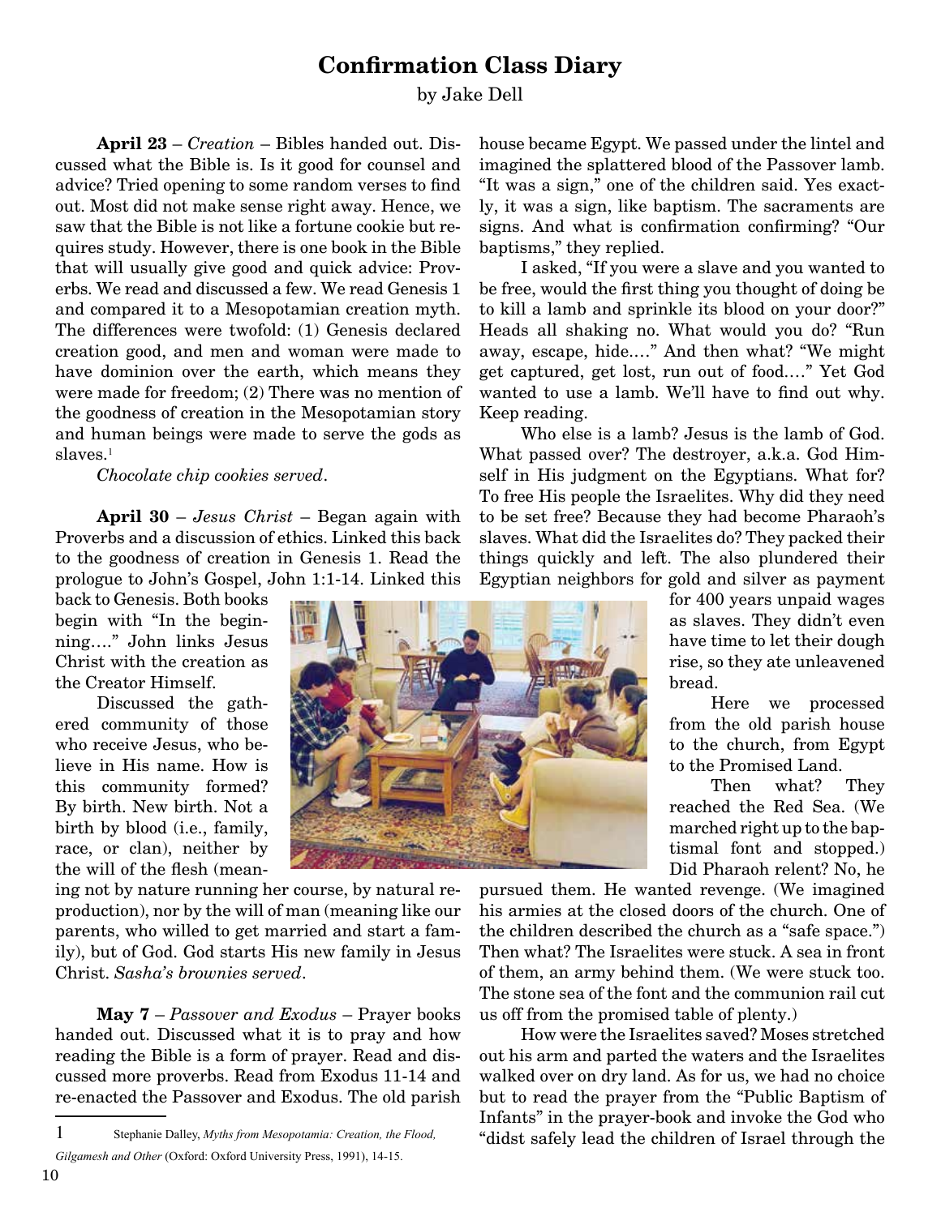# Confirmation Class Diary

by Jake Dell

**April 23** – *Creation* – Bibles handed out. Discussed what the Bible is. Is it good for counsel and advice? Tried opening to some random verses to find out. Most did not make sense right away. Hence, we saw that the Bible is not like a fortune cookie but requires study. However, there is one book in the Bible that will usually give good and quick advice: Proverbs. We read and discussed a few. We read Genesis 1 and compared it to a Mesopotamian creation myth. The differences were twofold: (1) Genesis declared creation good, and men and woman were made to have dominion over the earth, which means they were made for freedom; (2) There was no mention of the goodness of creation in the Mesopotamian story and human beings were made to serve the gods as slaves.[1]

*Chocolate chip cookies served*.

**April 30** – *Jesus Christ* – Began again with Proverbs and a discussion of ethics. Linked this back to the goodness of creation in Genesis 1. Read the prologue to John's Gospel, John 1:1-14. Linked this back to Genesis. Both books begin with "In the beginning…." John links Jesus Christ with the creation as the Creator Himself.

Discussed the gathered community of those who receive Jesus, who believe in His name. How is this community formed? By birth. New birth. Not a birth by blood (i.e., family, race, or clan), neither by the will of the flesh (meaning not by nature running her course, by natural reproduction), nor by the will of man (meaning like our parents, who willed to get married and start a family), but of God. God starts His new family in Jesus Christ. *Sasha's brownies served*.

**May 7** – *Passover and Exodus* – Prayer books handed out. Discussed what it is to pray and how reading the Bible is a form of prayer. Read and discussed more proverbs. Read from Exodus 11-14 and re-enacted the Passover and Exodus. The old parish house became Egypt. We passed under the lintel and imagined the splattered blood of the Passover lamb. "It was a sign," one of the children said. Yes exactly, it was a sign, like baptism. The sacraments are signs. And what is confirmation confirming? "Our baptisms," they replied.

I asked, "If you were a slave and you wanted to be free, would the first thing you thought of doing be to kill a lamb and sprinkle its blood on your door?" Heads all shaking no. What would you do? "Run away, escape, hide…." And then what? "We might get captured, get lost, run out of food…." Yet God wanted to use a lamb. We'll have to find out why. Keep reading.

Who else is a lamb? Jesus is the lamb of God. What passed over? The destroyer, a.k.a. God Himself in His judgment on the Egyptians. What for? To free His people the Israelites. Why did they need to be set free? Because they had become Pharaoh's slaves. What did the Israelites do? They packed their things quickly and left. The also plundered their Egyptian neighbors for gold and silver as payment for 400 years unpaid wages as slaves. They didn't even have time to let their dough rise, so they ate unleavened bread.

Here we processed from the old parish house to the church, from Egypt to the Promised Land.

Then what? They reached the Red Sea. (We marched right up to the baptismal font and stopped.) Did Pharaoh relent? No, he pursued them. He wanted revenge. (We imagined his armies at the closed doors of the church. One of the children described the church as a "safe space.") Then what? The Israelites were stuck. A sea in front of them, an army behind them. (We were stuck too. The stone sea of the font and the communion rail cut us off from the promised table of plenty.)

How were the Israelites saved? Moses stretched out his arm and parted the waters and the Israelites walked over on dry land. As for us, we had no choice but to read the prayer from the "Public Baptism of Infants" in the prayer-book and invoke the God who "didst safely lead the children of Israel through the

---

1 Stephanie Dalley, *Myths from Mesopotamia: Creation, the Flood, Gilgamesh and Other* (Oxford: Oxford University Press, 1991), 14-15.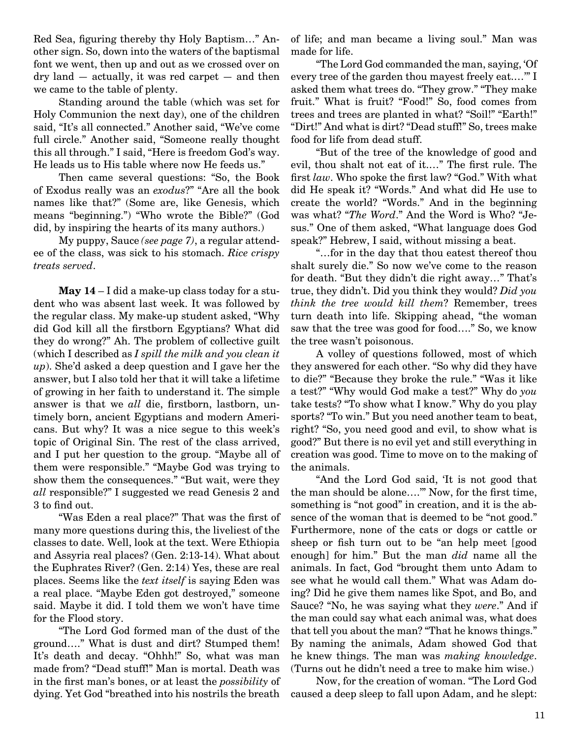Red Sea, figuring thereby thy Holy Baptism…" Another sign. So, down into the waters of the baptismal font we went, then up and out as we crossed over on dry land — actually, it was red carpet — and then we came to the table of plenty.

Standing around the table (which was set for Holy Communion the next day), one of the children said, "It's all connected." Another said, "We've come full circle." Another said, "Someone really thought this all through." I said, "Here is freedom God's way. He leads us to His table where now He feeds us."

Then came several questions: "So, the Book of Exodus really was an *exodus*?" "Are all the book names like that?" (Some are, like Genesis, which means "beginning.") "Who wrote the Bible?" (God did, by inspiring the hearts of its many authors.)

My puppy, Sauce *(see page 7)*, a regular attendee of the class, was sick to his stomach. *Rice crispy treats served*.

**May 14** – I did a make-up class today for a student who was absent last week. It was followed by the regular class. My make-up student asked, "Why did God kill all the firstborn Egyptians? What did they do wrong?" Ah. The problem of collective guilt (which I described as *I spill the milk and you clean it up*). She'd asked a deep question and I gave her the answer, but I also told her that it will take a lifetime of growing in her faith to understand it. The simple answer is that we *all* die, firstborn, lastborn, untimely born, ancient Egyptians and modern Americans. But why? It was a nice segue to this week's topic of Original Sin. The rest of the class arrived, and I put her question to the group. "Maybe all of them were responsible." "Maybe God was trying to show them the consequences." "But wait, were they *all* responsible?" I suggested we read Genesis 2 and 3 to find out.

"Was Eden a real place?" That was the first of many more questions during this, the liveliest of the classes to date. Well, look at the text. Were Ethiopia and Assyria real places? (Gen. 2:13-14). What about the Euphrates River? (Gen. 2:14) Yes, these are real places. Seems like the *text itself* is saying Eden was a real place. "Maybe Eden got destroyed," someone said. Maybe it did. I told them we won't have time for the Flood story.

"The Lord God formed man of the dust of the ground…." What is dust and dirt? Stumped them! It's death and decay. "Ohhh!" So, what was man made from? "Dead stuff!" Man is mortal. Death was in the first man's bones, or at least the *possibility* of dying. Yet God "breathed into his nostrils the breath of life; and man became a living soul." Man was made for life.

"The Lord God commanded the man, saying, 'Of every tree of the garden thou mayest freely eat….'" I asked them what trees do. "They grow." "They make fruit." What is fruit? "Food!" So, food comes from trees and trees are planted in what? "Soil!" "Earth!" "Dirt!" And what is dirt? "Dead stuff!" So, trees make food for life from dead stuff.

"But of the tree of the knowledge of good and evil, thou shalt not eat of it…." The first rule. The first *law*. Who spoke the first law? "God." With what did He speak it? "Words." And what did He use to create the world? "Words." And in the beginning was what? "*The Word*." And the Word is Who? "Jesus." One of them asked, "What language does God speak?" Hebrew, I said, without missing a beat.

"…for in the day that thou eatest thereof thou shalt surely die." So now we've come to the reason for death. "But they didn't die right away…" That's true, they didn't. Did you think they would? *Did you think the tree would kill them*? Remember, trees turn death into life. Skipping ahead, "the woman saw that the tree was good for food…." So, we know the tree wasn't poisonous.

A volley of questions followed, most of which they answered for each other. "So why did they have to die?" "Because they broke the rule." "Was it like a test?" "Why would God make a test?" Why do *you* take tests? "To show what I know." Why do you play sports? "To win." But you need another team to beat, right? "So, you need good and evil, to show what is good?" But there is no evil yet and still everything in creation was good. Time to move on to the making of the animals.

"And the Lord God said, 'It is not good that the man should be alone….'" Now, for the first time, something is "not good" in creation, and it is the absence of the woman that is deemed to be "not good." Furthermore, none of the cats or dogs or cattle or sheep or fish turn out to be "an help meet [good enough] for him." But the man *did* name all the animals. In fact, God "brought them unto Adam to see what he would call them." What was Adam doing? Did he give them names like Spot, and Bo, and Sauce? "No, he was saying what they *were*." And if the man could say what each animal was, what does that tell you about the man? "That he knows things." By naming the animals, Adam showed God that he knew things. The man was *making knowledge*. (Turns out he didn't need a tree to make him wise.)

Now, for the creation of woman. "The Lord God caused a deep sleep to fall upon Adam, and he slept: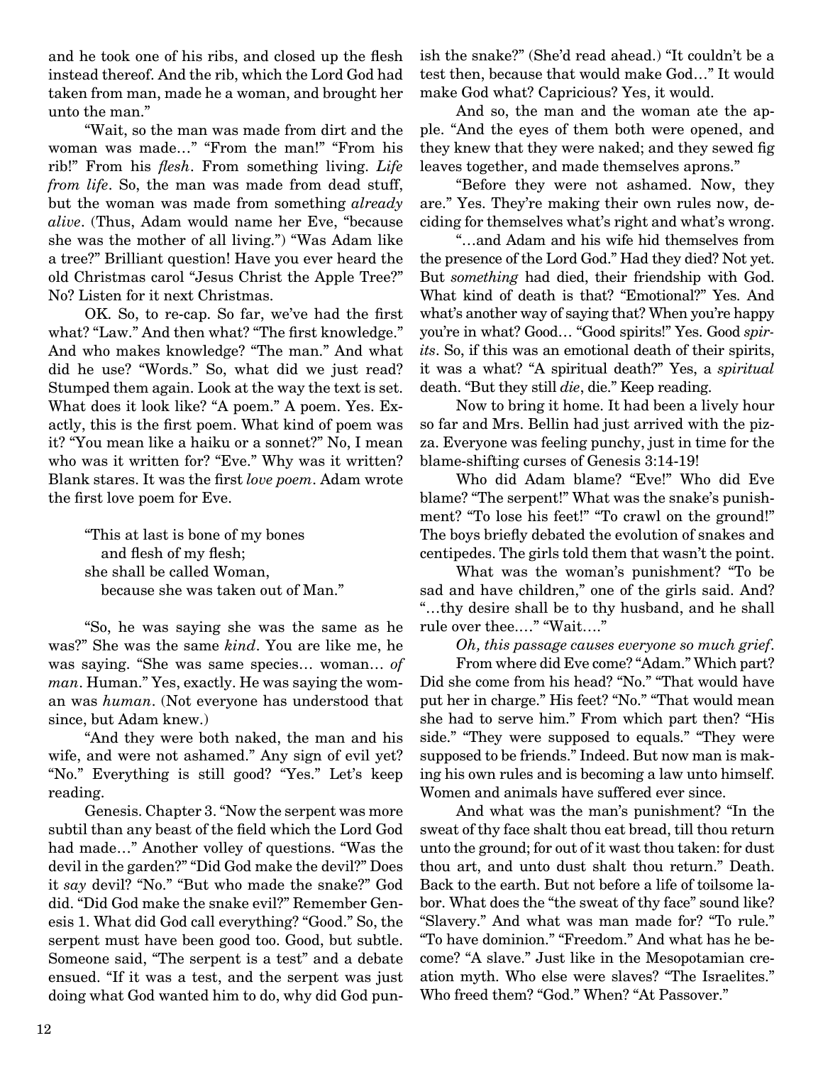and he took one of his ribs, and closed up the flesh instead thereof. And the rib, which the Lord God had taken from man, made he a woman, and brought her unto the man."

"Wait, so the man was made from dirt and the woman was made…" "From the man!" "From his rib!" From his *flesh*. From something living. *Life from life*. So, the man was made from dead stuff, but the woman was made from something *already alive*. (Thus, Adam would name her Eve, "because she was the mother of all living.") "Was Adam like a tree?" Brilliant question! Have you ever heard the old Christmas carol "Jesus Christ the Apple Tree?" No? Listen for it next Christmas.

OK. So, to re-cap. So far, we've had the first what? "Law." And then what? "The first knowledge." And who makes knowledge? "The man." And what did he use? "Words." So, what did we just read? Stumped them again. Look at the way the text is set. What does it look like? "A poem." A poem. Yes. Exactly, this is the first poem. What kind of poem was it? "You mean like a haiku or a sonnet?" No, I mean who was it written for? "Eve." Why was it written? Blank stares. It was the first *love poem*. Adam wrote the first love poem for Eve.

> "This at last is bone of my bones
> and flesh of my flesh;
> she shall be called Woman,
> because she was taken out of Man."

"So, he was saying she was the same as he was?" She was the same *kind*. You are like me, he was saying. "She was same species… woman… *of man*. Human." Yes, exactly. He was saying the woman was *human*. (Not everyone has understood that since, but Adam knew.)

"And they were both naked, the man and his wife, and were not ashamed." Any sign of evil yet? "No." Everything is still good? "Yes." Let's keep reading.

Genesis. Chapter 3. "Now the serpent was more subtil than any beast of the field which the Lord God had made…" Another volley of questions. "Was the devil in the garden?" "Did God make the devil?" Does it *say* devil? "No." "But who made the snake?" God did. "Did God make the snake evil?" Remember Genesis 1. What did God call everything? "Good." So, the serpent must have been good too. Good, but subtle. Someone said, "The serpent is a test" and a debate ensued. "If it was a test, and the serpent was just doing what God wanted him to do, why did God punish the snake?" (She'd read ahead.) "It couldn't be a test then, because that would make God…" It would make God what? Capricious? Yes, it would.

And so, the man and the woman ate the apple. "And the eyes of them both were opened, and they knew that they were naked; and they sewed fig leaves together, and made themselves aprons."

"Before they were not ashamed. Now, they are." Yes. They're making their own rules now, deciding for themselves what's right and what's wrong.

"…and Adam and his wife hid themselves from the presence of the Lord God." Had they died? Not yet. But *something* had died, their friendship with God. What kind of death is that? "Emotional?" Yes. And what's another way of saying that? When you're happy you're in what? Good… "Good spirits!" Yes. Good *spirits*. So, if this was an emotional death of their spirits, it was a what? "A spiritual death?" Yes, a *spiritual* death. "But they still *die*, die." Keep reading.

Now to bring it home. It had been a lively hour so far and Mrs. Bellin had just arrived with the pizza. Everyone was feeling punchy, just in time for the blame-shifting curses of Genesis 3:14-19!

Who did Adam blame? "Eve!" Who did Eve blame? "The serpent!" What was the snake's punishment? "To lose his feet!" "To crawl on the ground!" The boys briefly debated the evolution of snakes and centipedes. The girls told them that wasn't the point.

What was the woman's punishment? "To be sad and have children," one of the girls said. And? "…thy desire shall be to thy husband, and he shall rule over thee.…" "Wait.…"

*Oh, this passage causes everyone so much grief*.

From where did Eve come? "Adam." Which part? Did she come from his head? "No." "That would have put her in charge." His feet? "No." "That would mean she had to serve him." From which part then? "His side." "They were supposed to equals." "They were supposed to be friends." Indeed. But now man is making his own rules and is becoming a law unto himself. Women and animals have suffered ever since.

And what was the man's punishment? "In the sweat of thy face shalt thou eat bread, till thou return unto the ground; for out of it wast thou taken: for dust thou art, and unto dust shalt thou return." Death. Back to the earth. But not before a life of toilsome labor. What does the "the sweat of thy face" sound like? "Slavery." And what was man made for? "To rule." "To have dominion." "Freedom." And what has he become? "A slave." Just like in the Mesopotamian creation myth. Who else were slaves? "The Israelites." Who freed them? "God." When? "At Passover."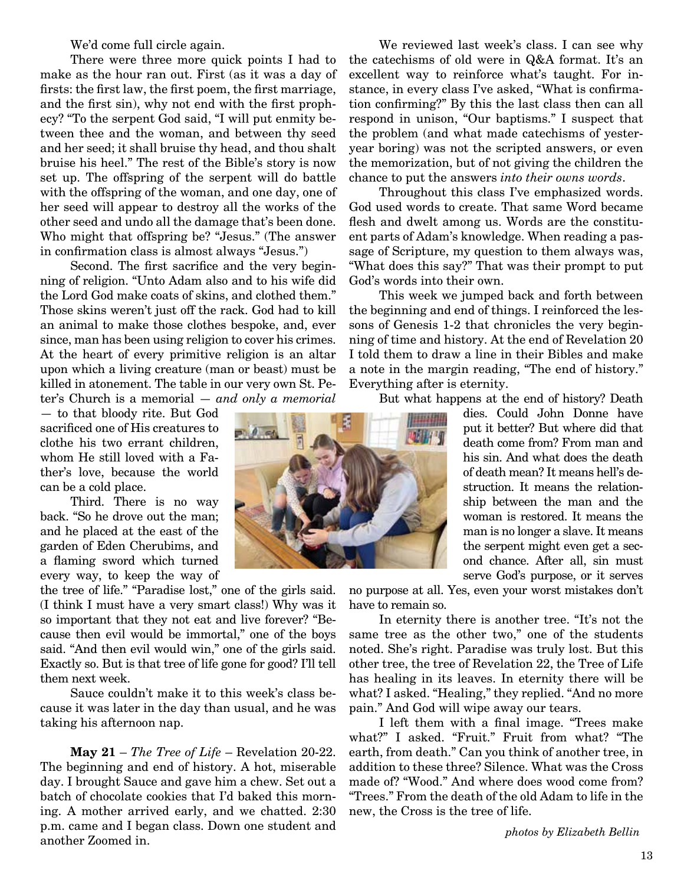We'd come full circle again.

There were three more quick points I had to make as the hour ran out. First (as it was a day of firsts: the first law, the first poem, the first marriage, and the first sin), why not end with the first prophecy? "To the serpent God said, "I will put enmity between thee and the woman, and between thy seed and her seed; it shall bruise thy head, and thou shalt bruise his heel." The rest of the Bible's story is now set up. The offspring of the serpent will do battle with the offspring of the woman, and one day, one of her seed will appear to destroy all the works of the other seed and undo all the damage that's been done. Who might that offspring be? "Jesus." (The answer in confirmation class is almost always "Jesus.")

Second. The first sacrifice and the very beginning of religion. "Unto Adam also and to his wife did the Lord God make coats of skins, and clothed them." Those skins weren't just off the rack. God had to kill an animal to make those clothes bespoke, and, ever since, man has been using religion to cover his crimes. At the heart of every primitive religion is an altar upon which a living creature (man or beast) must be killed in atonement. The table in our very own St. Peter's Church is a memorial — *and only a memorial* — to that bloody rite. But God sacrificed one of His creatures to clothe his two errant children, whom He still loved with a Father's love, because the world can be a cold place.

Third. There is no way back. "So he drove out the man; and he placed at the east of the garden of Eden Cherubims, and a flaming sword which turned every way, to keep the way of the tree of life." "Paradise lost," one of the girls said. (I think I must have a very smart class!) Why was it so important that they not eat and live forever? "Because then evil would be immortal," one of the boys said. "And then evil would win," one of the girls said. Exactly so. But is that tree of life gone for good? I'll tell them next week.

Sauce couldn't make it to this week's class because it was later in the day than usual, and he was taking his afternoon nap.

**May 21** – *The Tree of Life* – Revelation 20-22. The beginning and end of history. A hot, miserable day. I brought Sauce and gave him a chew. Set out a batch of chocolate cookies that I'd baked this morning. A mother arrived early, and we chatted. 2:30 p.m. came and I began class. Down one student and another Zoomed in.

We reviewed last week's class. I can see why the catechisms of old were in Q&A format. It's an excellent way to reinforce what's taught. For instance, in every class I've asked, "What is confirmation confirming?" By this the last class then can all respond in unison, "Our baptisms." I suspect that the problem (and what made catechisms of yesteryear boring) was not the scripted answers, or even the memorization, but of not giving the children the chance to put the answers *into their owns words*.

Throughout this class I've emphasized words. God used words to create. That same Word became flesh and dwelt among us. Words are the constituent parts of Adam's knowledge. When reading a passage of Scripture, my question to them always was, "What does this say?" That was their prompt to put God's words into their own.

This week we jumped back and forth between the beginning and end of things. I reinforced the lessons of Genesis 1-2 that chronicles the very beginning of time and history. At the end of Revelation 20 I told them to draw a line in their Bibles and make a note in the margin reading, "The end of history." Everything after is eternity.

But what happens at the end of history? Death dies. Could John Donne have put it better? But where did that death come from? From man and his sin. And what does the death of death mean? It means hell's destruction. It means the relationship between the man and the woman is restored. It means the man is no longer a slave. It means the serpent might even get a second chance. After all, sin must serve God's purpose, or it serves no purpose at all. Yes, even your worst mistakes don't have to remain so.

In eternity there is another tree. "It's not the same tree as the other two," one of the students noted. She's right. Paradise was truly lost. But this other tree, the tree of Revelation 22, the Tree of Life has healing in its leaves. In eternity there will be what? I asked. "Healing," they replied. "And no more pain." And God will wipe away our tears.

I left them with a final image. "Trees make what?" I asked. "Fruit." Fruit from what? "The earth, from death." Can you think of another tree, in addition to these three? Silence. What was the Cross made of? "Wood." And where does wood come from? "Trees." From the death of the old Adam to life in the new, the Cross is the tree of life.

*photos by Elizabeth Bellin*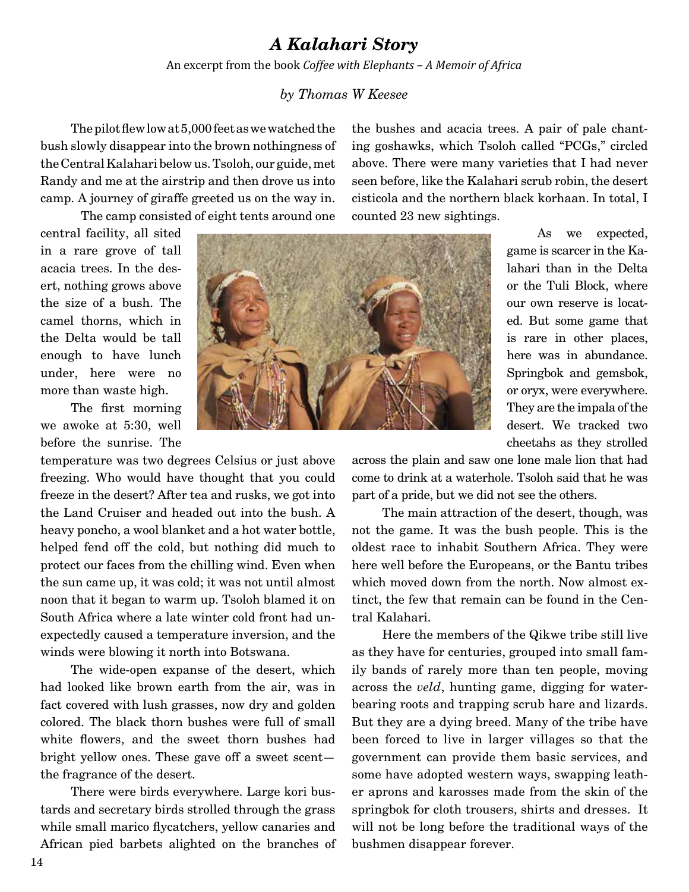## *A Kalahari Story*

An excerpt from the book *Coffee with Elephants – A Memoir of Africa*

*by Thomas W Keesee*

The pilot flew low at 5,000 feet as we watched the bush slowly disappear into the brown nothingness of the Central Kalahari below us. Tsoloh, our guide, met Randy and me at the airstrip and then drove us into camp. A journey of giraffe greeted us on the way in.

The camp consisted of eight tents around one central facility, all sited in a rare grove of tall acacia trees. In the desert, nothing grows above the size of a bush. The camel thorns, which in the Delta would be tall enough to have lunch under, here were no more than waste high.

The first morning we awoke at 5:30, well before the sunrise. The temperature was two degrees Celsius or just above freezing. Who would have thought that you could freeze in the desert? After tea and rusks, we got into the Land Cruiser and headed out into the bush. A heavy poncho, a wool blanket and a hot water bottle, helped fend off the cold, but nothing did much to protect our faces from the chilling wind. Even when the sun came up, it was cold; it was not until almost noon that it began to warm up. Tsoloh blamed it on South Africa where a late winter cold front had unexpectedly caused a temperature inversion, and the winds were blowing it north into Botswana.

The wide-open expanse of the desert, which had looked like brown earth from the air, was in fact covered with lush grasses, now dry and golden colored. The black thorn bushes were full of small white flowers, and the sweet thorn bushes had bright yellow ones. These gave off a sweet scent—the fragrance of the desert.

There were birds everywhere. Large kori bustards and secretary birds strolled through the grass while small marico flycatchers, yellow canaries and African pied barbets alighted on the branches of the bushes and acacia trees. A pair of pale chanting goshawks, which Tsoloh called "PCGs," circled above. There were many varieties that I had never seen before, like the Kalahari scrub robin, the desert cisticola and the northern black korhaan. In total, I counted 23 new sightings.

As we expected, game is scarcer in the Kalahari than in the Delta or the Tuli Block, where our own reserve is located. But some game that is rare in other places, here was in abundance. Springbok and gemsbok, or oryx, were everywhere. They are the impala of the desert. We tracked two cheetahs as they strolled across the plain and saw one lone male lion that had come to drink at a waterhole. Tsoloh said that he was part of a pride, but we did not see the others.

The main attraction of the desert, though, was not the game. It was the bush people. This is the oldest race to inhabit Southern Africa. They were here well before the Europeans, or the Bantu tribes which moved down from the north. Now almost extinct, the few that remain can be found in the Central Kalahari.

Here the members of the Qikwe tribe still live as they have for centuries, grouped into small family bands of rarely more than ten people, moving across the *veld*, hunting game, digging for water-bearing roots and trapping scrub hare and lizards. But they are a dying breed. Many of the tribe have been forced to live in larger villages so that the government can provide them basic services, and some have adopted western ways, swapping leather aprons and karosses made from the skin of the springbok for cloth trousers, shirts and dresses. It will not be long before the traditional ways of the bushmen disappear forever.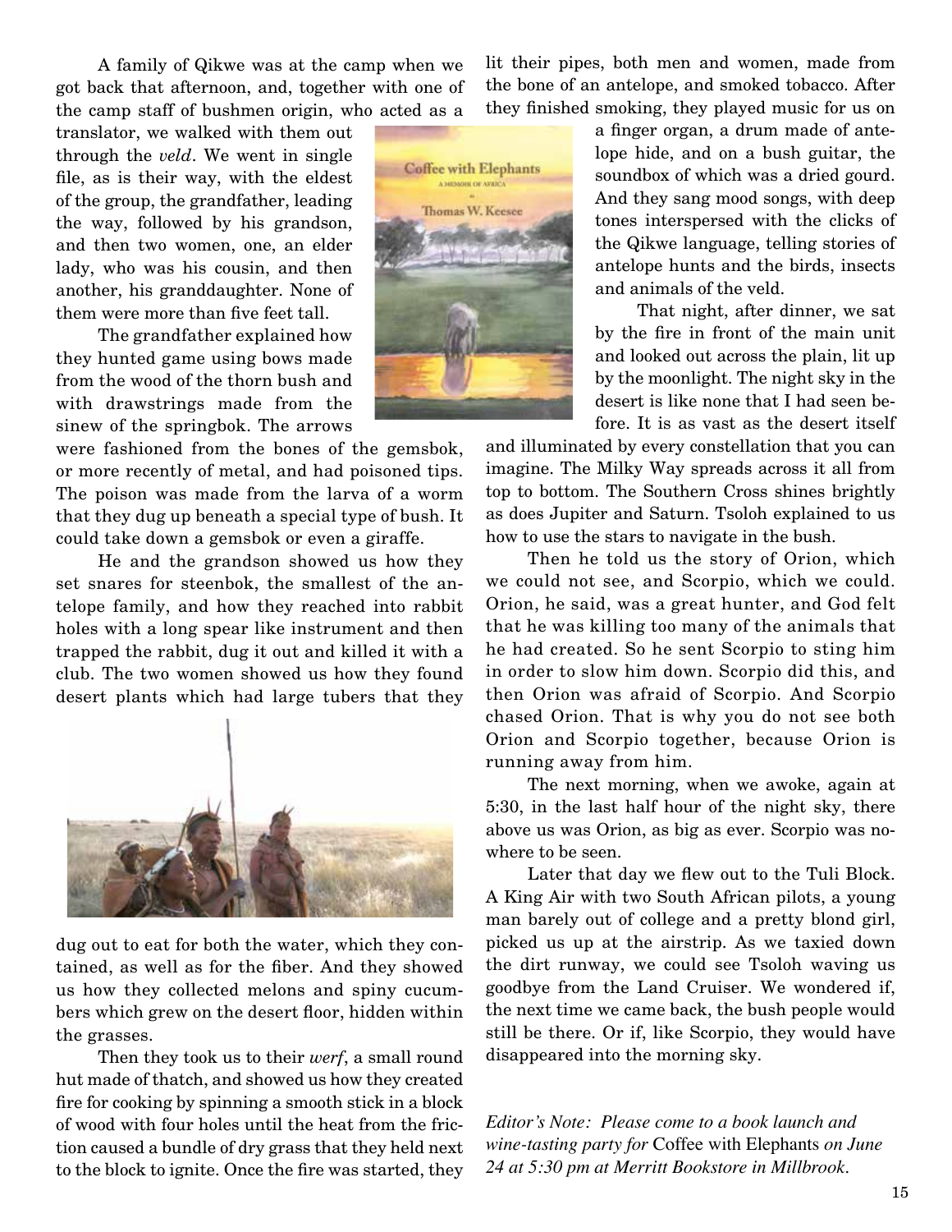A family of Qikwe was at the camp when we got back that afternoon, and, together with one of the camp staff of bushmen origin, who acted as a translator, we walked with them out through the *veld*. We went in single file, as is their way, with the eldest of the group, the grandfather, leading the way, followed by his grandson, and then two women, one, an elder lady, who was his cousin, and then another, his granddaughter. None of them were more than five feet tall.

The grandfather explained how they hunted game using bows made from the wood of the thorn bush and with drawstrings made from the sinew of the springbok. The arrows were fashioned from the bones of the gemsbok, or more recently of metal, and had poisoned tips. The poison was made from the larva of a worm that they dug up beneath a special type of bush. It could take down a gemsbok or even a giraffe.

He and the grandson showed us how they set snares for steenbok, the smallest of the antelope family, and how they reached into rabbit holes with a long spear like instrument and then trapped the rabbit, dug it out and killed it with a club. The two women showed us how they found desert plants which had large tubers that they dug out to eat for both the water, which they contained, as well as for the fiber. And they showed us how they collected melons and spiny cucumbers which grew on the desert floor, hidden within the grasses.

Then they took us to their *werf*, a small round hut made of thatch, and showed us how they created fire for cooking by spinning a smooth stick in a block of wood with four holes until the heat from the friction caused a bundle of dry grass that they held next to the block to ignite. Once the fire was started, they lit their pipes, both men and women, made from the bone of an antelope, and smoked tobacco. After they finished smoking, they played music for us on a finger organ, a drum made of antelope hide, and on a bush guitar, the soundbox of which was a dried gourd. And they sang mood songs, with deep tones interspersed with the clicks of the Qikwe language, telling stories of antelope hunts and the birds, insects and animals of the veld.

That night, after dinner, we sat by the fire in front of the main unit and looked out across the plain, lit up by the moonlight. The night sky in the desert is like none that I had seen before. It is as vast as the desert itself and illuminated by every constellation that you can imagine. The Milky Way spreads across it all from top to bottom. The Southern Cross shines brightly as does Jupiter and Saturn. Tsoloh explained to us how to use the stars to navigate in the bush.

Then he told us the story of Orion, which we could not see, and Scorpio, which we could. Orion, he said, was a great hunter, and God felt that he was killing too many of the animals that he had created. So he sent Scorpio to sting him in order to slow him down. Scorpio did this, and then Orion was afraid of Scorpio. And Scorpio chased Orion. That is why you do not see both Orion and Scorpio together, because Orion is running away from him.

The next morning, when we awoke, again at 5:30, in the last half hour of the night sky, there above us was Orion, as big as ever. Scorpio was nowhere to be seen.

Later that day we flew out to the Tuli Block. A King Air with two South African pilots, a young man barely out of college and a pretty blond girl, picked us up at the airstrip. As we taxied down the dirt runway, we could see Tsoloh waving us goodbye from the Land Cruiser. We wondered if, the next time we came back, the bush people would still be there. Or if, like Scorpio, they would have disappeared into the morning sky.

*Editor's Note: Please come to a book launch and wine-tasting party for* Coffee with Elephants *on June 24 at 5:30 pm at Merritt Bookstore in Millbrook.*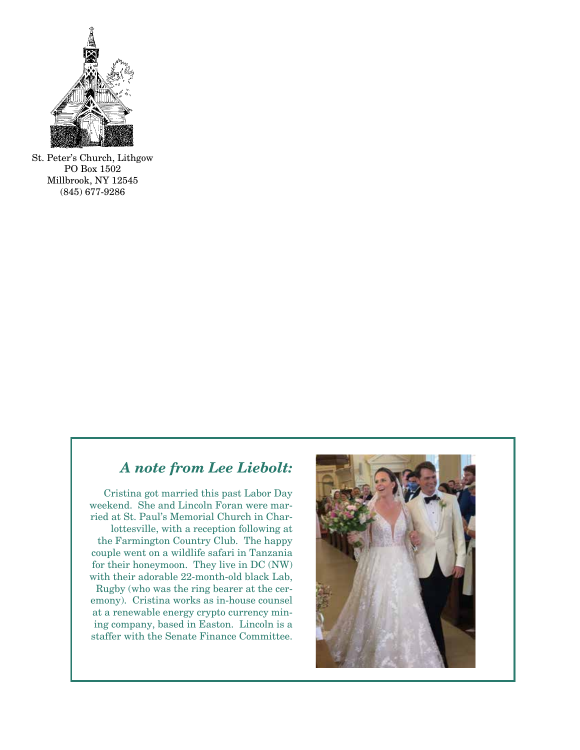St. Peter's Church, Lithgow
PO Box 1502
Millbrook, NY 12545
(845) 677-9286

### *A note from Lee Liebolt:*

Cristina got married this past Labor Day weekend. She and Lincoln Foran were married at St. Paul's Memorial Church in Charlottesville, with a reception following at the Farmington Country Club. The happy couple went on a wildlife safari in Tanzania for their honeymoon. They live in DC (NW) with their adorable 22-month-old black Lab, Rugby (who was the ring bearer at the ceremony). Cristina works as in-house counsel at a renewable energy crypto currency mining company, based in Easton. Lincoln is a staffer with the Senate Finance Committee.